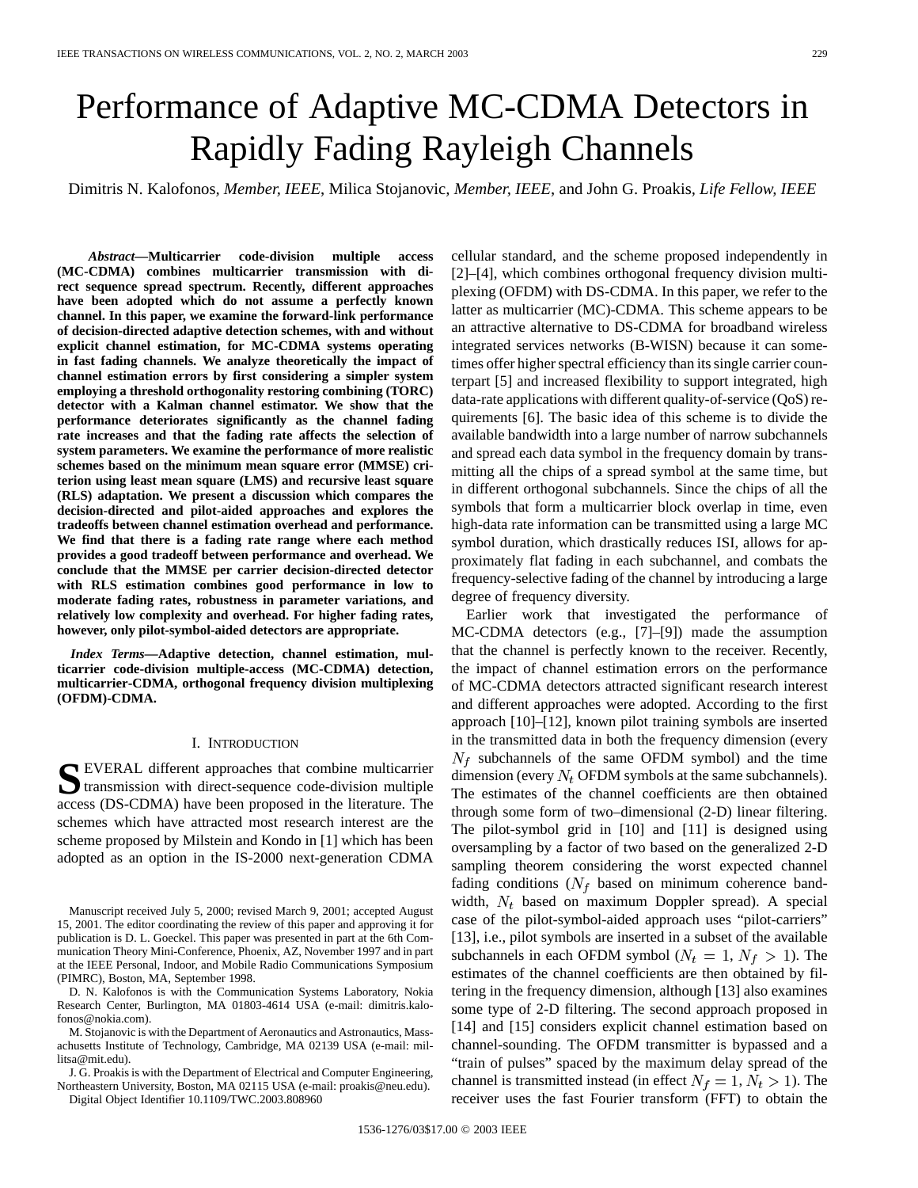# Performance of Adaptive MC-CDMA Detectors in Rapidly Fading Rayleigh Channels

Dimitris N. Kalofonos, *Member, IEEE*, Milica Stojanovic, *Member, IEEE*, and John G. Proakis, *Life Fellow, IEEE*

***Abstract*—Multicarrier code-division multiple access (MC-CDMA) combines multicarrier transmission with direct sequence spread spectrum. Recently, different approaches have been adopted which do not assume a perfectly known channel. In this paper, we examine the forward-link performance of decision-directed adaptive detection schemes, with and without explicit channel estimation, for MC-CDMA systems operating in fast fading channels. We analyze theoretically the impact of channel estimation errors by first considering a simpler system employing a threshold orthogonality restoring combining (TORC) detector with a Kalman channel estimator. We show that the performance deteriorates significantly as the channel fading rate increases and that the fading rate affects the selection of system parameters. We examine the performance of more realistic schemes based on the minimum mean square error (MMSE) criterion using least mean square (LMS) and recursive least square (RLS) adaptation. We present a discussion which compares the decision-directed and pilot-aided approaches and explores the tradeoffs between channel estimation overhead and performance. We find that there is a fading rate range where each method provides a good tradeoff between performance and overhead. We conclude that the MMSE per carrier decision-directed detector with RLS estimation combines good performance in low to moderate fading rates, robustness in parameter variations, and relatively low complexity and overhead. For higher fading rates, however, only pilot-symbol-aided detectors are appropriate.**

***Index Terms*—Adaptive detection, channel estimation, multicarrier code-division multiple-access (MC-CDMA) detection, multicarrier-CDMA, orthogonal frequency division multiplexing (OFDM)-CDMA.**

## I. Introduction

Several different approaches that combine multicarrier transmission with direct-sequence code-division multiple access (DS-CDMA) have been proposed in the literature. The schemes which have attracted most research interest are the scheme proposed by Milstein and Kondo in [1] which has been adopted as an option in the IS-2000 next-generation CDMA cellular standard, and the scheme proposed independently in [2]–[4], which combines orthogonal frequency division multiplexing (OFDM) with DS-CDMA. In this paper, we refer to the latter as multicarrier (MC)-CDMA. This scheme appears to be an attractive alternative to DS-CDMA for broadband wireless integrated services networks (B-WISN) because it can sometimes offer higher spectral efficiency than its single carrier counterpart [5] and increased flexibility to support integrated, high data-rate applications with different quality-of-service (QoS) requirements [6]. The basic idea of this scheme is to divide the available bandwidth into a large number of narrow subchannels and spread each data symbol in the frequency domain by transmitting all the chips of a spread symbol at the same time, but in different orthogonal subchannels. Since the chips of all the symbols that form a multicarrier block overlap in time, even high-data rate information can be transmitted using a large MC symbol duration, which drastically reduces ISI, allows for approximately flat fading in each subchannel, and combats the frequency-selective fading of the channel by introducing a large degree of frequency diversity.

Earlier work that investigated the performance of MC-CDMA detectors (e.g., [7]–[9]) made the assumption that the channel is perfectly known to the receiver. Recently, the impact of channel estimation errors on the performance of MC-CDMA detectors attracted significant research interest and different approaches were adopted. According to the first approach [10]–[12], known pilot training symbols are inserted in the transmitted data in both the frequency dimension (every $N_f$ subchannels of the same OFDM symbol) and the time dimension (every $N_t$ OFDM symbols at the same subchannels). The estimates of the channel coefficients are then obtained through some form of two–dimensional (2-D) linear filtering. The pilot-symbol grid in [10] and [11] is designed using oversampling by a factor of two based on the generalized 2-D sampling theorem considering the worst expected channel fading conditions ($N_f$ based on minimum coherence bandwidth, $N_t$ based on maximum Doppler spread). A special case of the pilot-symbol-aided approach uses "pilot-carriers" [13], i.e., pilot symbols are inserted in a subset of the available subchannels in each OFDM symbol ($N_t = 1$, $N_f > 1$). The estimates of the channel coefficients are then obtained by filtering in the frequency dimension, although [13] also examines some type of 2-D filtering. The second approach proposed in [14] and [15] considers explicit channel estimation based on channel-sounding. The OFDM transmitter is bypassed and a "train of pulses" spaced by the maximum delay spread of the channel is transmitted instead (in effect $N_f = 1$, $N_t > 1$). The receiver uses the fast Fourier transform (FFT) to obtain the

---

Manuscript received July 5, 2000; revised March 9, 2001; accepted August 15, 2001. The editor coordinating the review of this paper and approving it for publication is D. L. Goeckel. This paper was presented in part at the 6th Communication Theory Mini-Conference, Phoenix, AZ, November 1997 and in part at the IEEE Personal, Indoor, and Mobile Radio Communications Symposium (PIMRC), Boston, MA, September 1998.

D. N. Kalofonos is with the Communication Systems Laboratory, Nokia Research Center, Burlington, MA 01803-4614 USA (e-mail: dimitris.kalofonos@nokia.com).

M. Stojanovic is with the Department of Aeronautics and Astronautics, Massachusetts Institute of Technology, Cambridge, MA 02139 USA (e-mail: millitsa@mit.edu).

J. G. Proakis is with the Department of Electrical and Computer Engineering, Northeastern University, Boston, MA 02115 USA (e-mail: proakis@neu.edu).

Digital Object Identifier 10.1109/TWC.2003.808960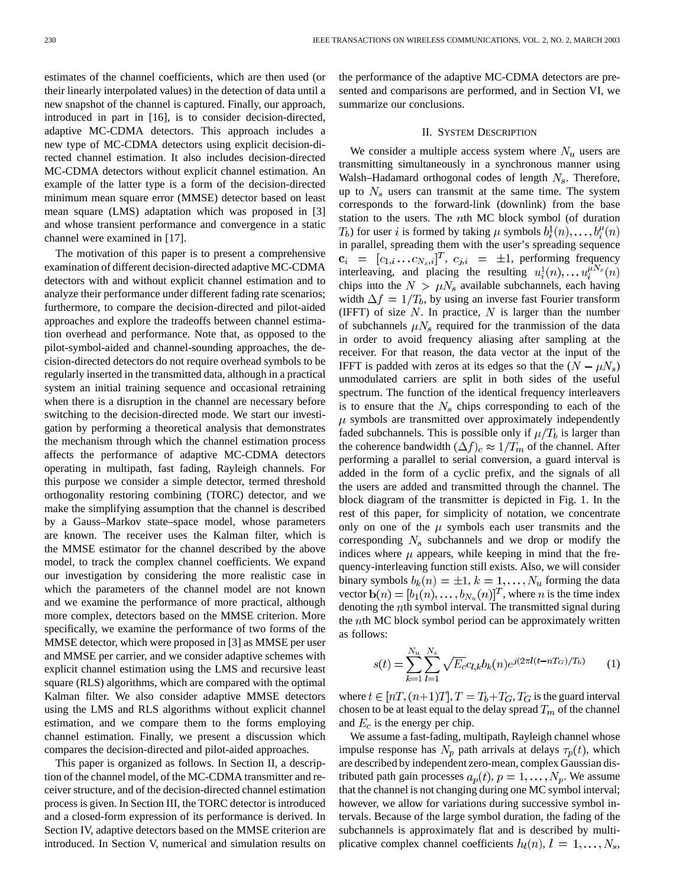estimates of the channel coefficients, which are then used (or their linearly interpolated values) in the detection of data until a new snapshot of the channel is captured. Finally, our approach, introduced in part in [16], is to consider decision-directed, adaptive MC-CDMA detectors. This approach includes a new type of MC-CDMA detectors using explicit decision-directed channel estimation. It also includes decision-directed MC-CDMA detectors without explicit channel estimation. An example of the latter type is a form of the decision-directed minimum mean square error (MMSE) detector based on least mean square (LMS) adaptation which was proposed in [3] and whose transient performance and convergence in a static channel were examined in [17].

The motivation of this paper is to present a comprehensive examination of different decision-directed adaptive MC-CDMA detectors with and without explicit channel estimation and to analyze their performance under different fading rate scenarios; furthermore, to compare the decision-directed and pilot-aided approaches and explore the tradeoffs between channel estimation overhead and performance. Note that, as opposed to the pilot-symbol-aided and channel-sounding approaches, the decision-directed detectors do not require overhead symbols to be regularly inserted in the transmitted data, although in a practical system an initial training sequence and occasional retraining when there is a disruption in the channel are necessary before switching to the decision-directed mode. We start our investigation by performing a theoretical analysis that demonstrates the mechanism through which the channel estimation process affects the performance of adaptive MC-CDMA detectors operating in multipath, fast fading, Rayleigh channels. For this purpose we consider a simple detector, termed threshold orthogonality restoring combining (TORC) detector, and we make the simplifying assumption that the channel is described by a Gauss–Markov state–space model, whose parameters are known. The receiver uses the Kalman filter, which is the MMSE estimator for the channel described by the above model, to track the complex channel coefficients. We expand our investigation by considering the more realistic case in which the parameters of the channel model are not known and we examine the performance of more practical, although more complex, detectors based on the MMSE criterion. More specifically, we examine the performance of two forms of the MMSE detector, which were proposed in [3] as MMSE per user and MMSE per carrier, and we consider adaptive schemes with explicit channel estimation using the LMS and recursive least square (RLS) algorithms, which are compared with the optimal Kalman filter. We also consider adaptive MMSE detectors using the LMS and RLS algorithms without explicit channel estimation, and we compare them to the forms employing channel estimation. Finally, we present a discussion which compares the decision-directed and pilot-aided approaches.

This paper is organized as follows. In Section II, a description of the channel model, of the MC-CDMA transmitter and receiver structure, and of the decision-directed channel estimation process is given. In Section III, the TORC detector is introduced and a closed-form expression of its performance is derived. In Section IV, adaptive detectors based on the MMSE criterion are introduced. In Section V, numerical and simulation results on the performance of the adaptive MC-CDMA detectors are presented and comparisons are performed, and in Section VI, we summarize our conclusions.

## II. System Description

We consider a multiple access system where $N_u$ users are transmitting simultaneously in a synchronous manner using Walsh–Hadamard orthogonal codes of length $N_s$. Therefore, up to $N_s$ users can transmit at the same time. The system corresponds to the forward-link (downlink) from the base station to the users. The $n$th MC block symbol (of duration $T_b$) for user $i$ is formed by taking $\mu$ symbols $b_i^1(n), \ldots, b_i^\mu(n)$ in parallel, spreading them with the user's spreading sequence $\mathbf{c}_i = [c_{1,i} \ldots c_{N_s,i}]^T$, $c_{j,i} = \pm 1$, performing frequency interleaving, and placing the resulting $u_i^1(n), \ldots u_i^{\mu N_s}(n)$ chips into the $N > \mu N_s$ available subchannels, each having width $\Delta f = 1/T_b$, by using an inverse fast Fourier transform (IFFT) of size $N$. In practice, $N$ is larger than the number of subchannels $\mu N_s$ required for the tranmission of the data in order to avoid frequency aliasing after sampling at the receiver. For that reason, the data vector at the input of the IFFT is padded with zeros at its edges so that the $(N - \mu N_s)$ unmodulated carriers are split in both sides of the useful spectrum. The function of the identical frequency interleavers is to ensure that the $N_s$ chips corresponding to each of the $\mu$ symbols are transmitted over approximately independently faded subchannels. This is possible only if $\mu/T_b$ is larger than the coherence bandwidth $(\Delta f)_c \approx 1/T_m$ of the channel. After performing a parallel to serial conversion, a guard interval is added in the form of a cyclic prefix, and the signals of all the users are added and transmitted through the channel. The block diagram of the transmitter is depicted in Fig. 1. In the rest of this paper, for simplicity of notation, we concentrate only on one of the $\mu$ symbols each user transmits and the corresponding $N_s$ subchannels and we drop or modify the indices where $\mu$ appears, while keeping in mind that the frequency-interleaving function still exists. Also, we will consider binary symbols $b_k(n) = \pm 1$, $k = 1, \ldots, N_u$ forming the data vector $\mathbf{b}(n) = [b_1(n), \ldots, b_{N_u}(n)]^T$, where $n$ is the time index denoting the $n$th symbol interval. The transmitted signal during the $n$th MC block symbol period can be approximately written as follows:

$$s(t) = \sum_{k=1}^{N_u} \sum_{l=1}^{N_s} \sqrt{E_c} c_{l,k} b_k(n) e^{j(2\pi l (t - nT_G)/T_b)} \tag{1}$$

where $t \in [nT, (n+1)T]$, $T = T_b + T_G$, $T_G$ is the guard interval chosen to be at least equal to the delay spread $T_m$ of the channel and $E_c$ is the energy per chip.

We assume a fast-fading, multipath, Rayleigh channel whose impulse response has $N_p$ path arrivals at delays $\tau_p(t)$, which are described by independent zero-mean, complex Gaussian distributed path gain processes $a_p(t)$, $p = 1, \ldots, N_p$. We assume that the channel is not changing during one MC symbol interval; however, we allow for variations during successive symbol intervals. Because of the large symbol duration, the fading of the subchannels is approximately flat and is described by multiplicative complex channel coefficients $h_l(n)$, $l = 1, \ldots, N_s$,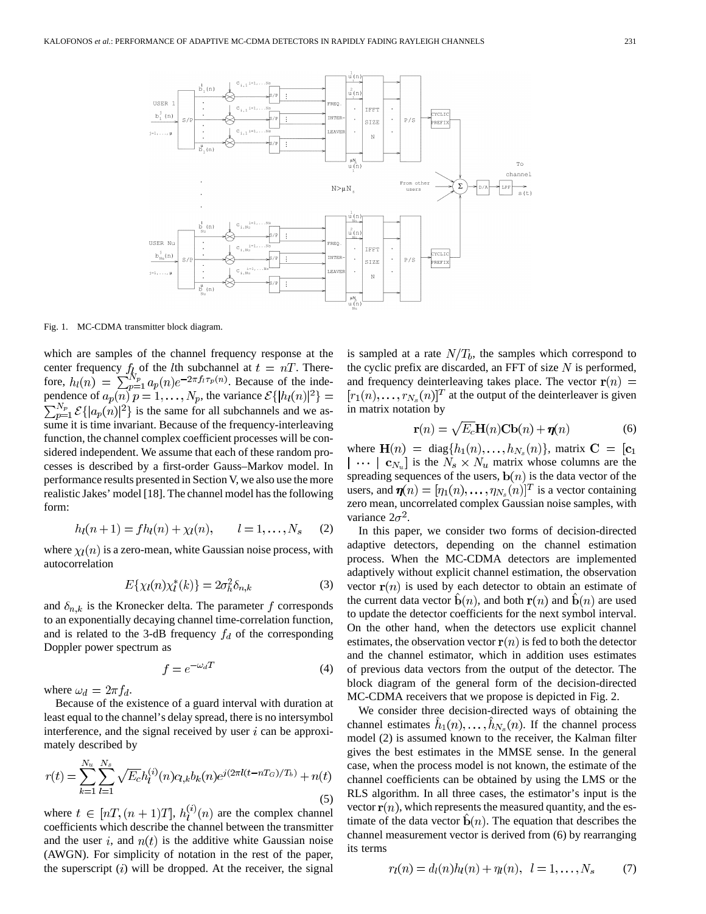Fig. 1. MC-CDMA transmitter block diagram.

which are samples of the channel frequency response at the center frequency $f_l$ of the $l$th subchannel at $t = nT$. Therefore, $h_l(n) = \sum_{p=1}^{N_p} a_p(n) e^{-2\pi f_l \tau_p(n)}$. Because of the independence of $a_p(n)$ $p = 1, \ldots, N_p$, the variance $\mathcal{E}\{|h_l(n)|^2\} = \sum_{p=1}^{N_p} \mathcal{E}\{|a_p(n)|^2\}$ is the same for all subchannels and we assume it is time invariant. Because of the frequency-interleaving function, the channel complex coefficient processes will be considered independent. We assume that each of these random processes is described by a first-order Gauss–Markov model. In performance results presented in Section V, we also use the more realistic Jakes' model [18]. The channel model has the following form:

$$h_l(n+1) = f h_l(n) + \chi_l(n), \qquad l = 1, \ldots, N_s \tag{2}$$

where $\chi_l(n)$ is a zero-mean, white Gaussian noise process, with autocorrelation

$$E\{\chi_l(n)\chi_l^*(k)\} = 2\sigma_h^2 \delta_{n,k} \tag{3}$$

and $\delta_{n,k}$ is the Kronecker delta. The parameter $f$ corresponds to an exponentially decaying channel time-correlation function, and is related to the 3-dB frequency $f_d$ of the corresponding Doppler power spectrum as

$$f = e^{-\omega_d T} \tag{4}$$

where $\omega_d = 2\pi f_d$.

Because of the existence of a guard interval with duration at least equal to the channel's delay spread, there is no intersymbol interference, and the signal received by user $i$ can be approximately described by

$$r(t) = \sum_{k=1}^{N_u} \sum_{l=1}^{N_s} \sqrt{E_c} h_l^{(i)}(n) c_{l,k} b_k(n) e^{j(2\pi l(t - nT_G)/T_b)} + n(t) \tag{5}$$

where $t \in [nT, (n+1)T]$, $h_l^{(i)}(n)$ are the complex channel coefficients which describe the channel between the transmitter and the user $i$, and $n(t)$ is the additive white Gaussian noise (AWGN). For simplicity of notation in the rest of the paper, the superscript $(i)$ will be dropped. At the receiver, the signal is sampled at a rate $N/T_b$, the samples which correspond to the cyclic prefix are discarded, an FFT of size $N$ is performed, and frequency deinterleaving takes place. The vector $\mathbf{r}(n) = [r_1(n), \ldots, r_{N_s}(n)]^T$ at the output of the deinterleaver is given in matrix notation by

$$\mathbf{r}(n) = \sqrt{E_c}\mathbf{H}(n)\mathbf{C}\mathbf{b}(n) + \boldsymbol{\eta}(n) \tag{6}$$

where $\mathbf{H}(n) = \mathrm{diag}\{h_1(n), \ldots, h_{N_s}(n)\}$, matrix $\mathbf{C} = [\mathbf{c}_1 \mid \cdots \mid \mathbf{c}_{N_u}]$ is the $N_s \times N_u$ matrix whose columns are the spreading sequences of the users, $\mathbf{b}(n)$ is the data vector of the users, and $\boldsymbol{\eta}(n) = [\eta_1(n), \ldots, \eta_{N_s}(n)]^T$ is a vector containing zero mean, uncorrelated complex Gaussian noise samples, with variance $2\sigma^2$.

In this paper, we consider two forms of decision-directed adaptive detectors, depending on the channel estimation process. When the MC-CDMA detectors are implemented adaptively without explicit channel estimation, the observation vector $\mathbf{r}(n)$ is used by each detector to obtain an estimate of the current data vector $\hat{\mathbf{b}}(n)$, and both $\mathbf{r}(n)$ and $\hat{\mathbf{b}}(n)$ are used to update the detector coefficients for the next symbol interval. On the other hand, when the detectors use explicit channel estimates, the observation vector $\mathbf{r}(n)$ is fed to both the detector and the channel estimator, which in addition uses estimates of previous data vectors from the output of the detector. The block diagram of the general form of the decision-directed MC-CDMA receivers that we propose is depicted in Fig. 2.

We consider three decision-directed ways of obtaining the channel estimates $\hat{h}_1(n), \ldots, \hat{h}_{N_s}(n)$. If the channel process model (2) is assumed known to the receiver, the Kalman filter gives the best estimates in the MMSE sense. In the general case, when the process model is not known, the estimate of the channel coefficients can be obtained by using the LMS or the RLS algorithm. In all three cases, the estimator's input is the vector $\mathbf{r}(n)$, which represents the measured quantity, and the estimate of the data vector $\hat{\mathbf{b}}(n)$. The equation that describes the channel measurement vector is derived from (6) by rearranging its terms

$$r_l(n) = d_l(n) h_l(n) + \eta_l(n), \quad l = 1, \ldots, N_s \tag{7}$$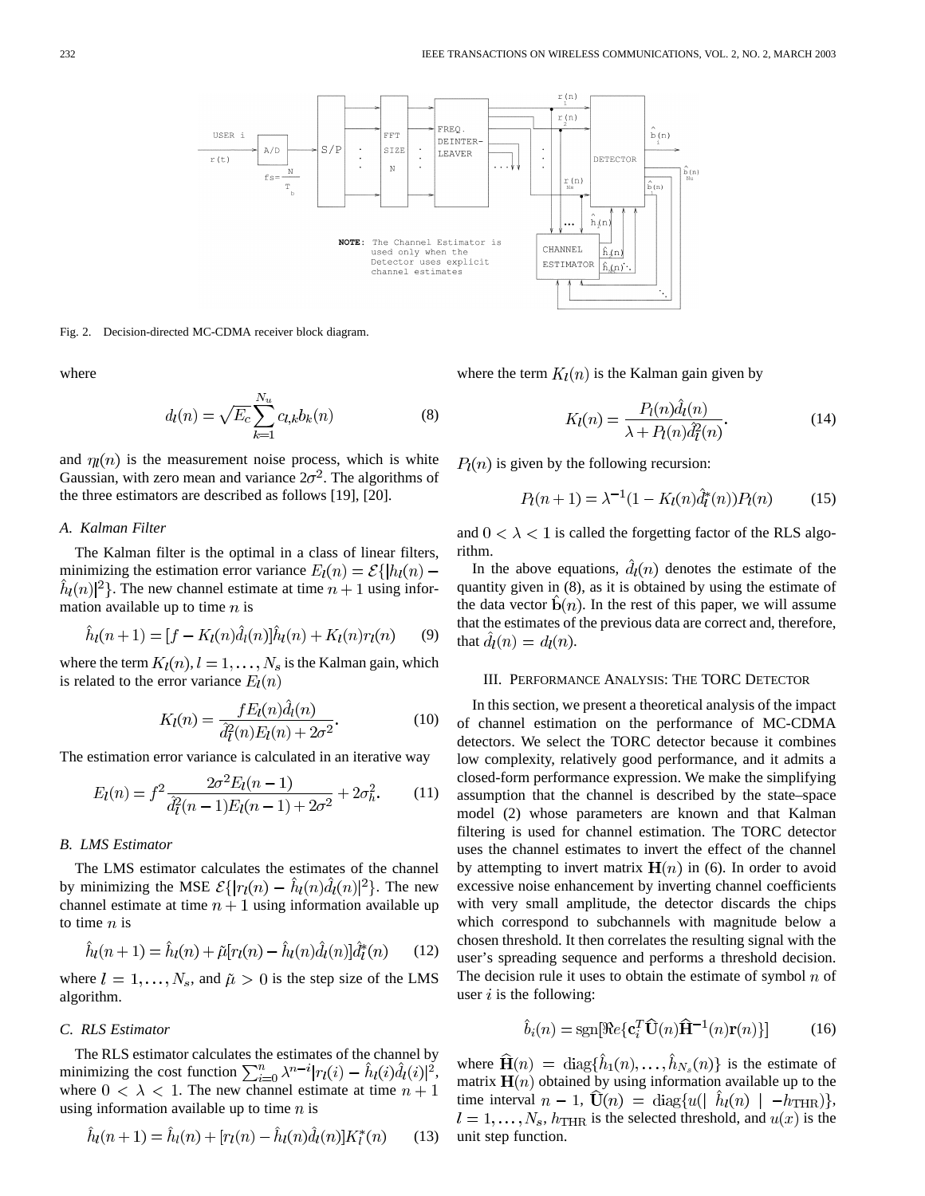Fig. 2. Decision-directed MC-CDMA receiver block diagram.

where

$$d_l(n) = \sqrt{E_c} \sum_{k=1}^{N_u} c_{l,k} b_k(n) \tag{8}$$

and $\eta_l(n)$ is the measurement noise process, which is white Gaussian, with zero mean and variance $2\sigma^2$. The algorithms of the three estimators are described as follows [19], [20].

### A. Kalman Filter

The Kalman filter is the optimal in a class of linear filters, minimizing the estimation error variance $E_l(n) = \mathcal{E}\{|h_l(n) - \hat{h}_l(n)|^2\}$. The new channel estimate at time $n+1$ using information available up to time $n$ is

$$\hat{h}_l(n+1) = [f - K_l(n)\hat{d}_l(n)]\hat{h}_l(n) + K_l(n) r_l(n) \tag{9}$$

where the term $K_l(n), l = 1, \ldots, N_s$ is the Kalman gain, which is related to the error variance $E_l(n)$

$$K_l(n) = \frac{f E_l(n) \hat{d}_l(n)}{\hat{d}_l^2(n) E_l(n) + 2\sigma^2}. \tag{10}$$

The estimation error variance is calculated in an iterative way

$$E_l(n) = f^2 \frac{2\sigma^2 E_l(n-1)}{\hat{d}_l^2(n-1) E_l(n-1) + 2\sigma^2} + 2\sigma_h^2. \tag{11}$$

### B. LMS Estimator

The LMS estimator calculates the estimates of the channel by minimizing the MSE $\mathcal{E}\{|r_l(n) - \hat{h}_l(n)\hat{d}_l(n)|^2\}$. The new channel estimate at time $n+1$ using information available up to time $n$ is

$$\hat{h}_l(n+1) = \hat{h}_l(n) + \tilde{\mu}[r_l(n) - \hat{h}_l(n)\hat{d}_l(n)]\hat{d}_l^*(n) \tag{12}$$

where $l = 1, \ldots, N_s$, and $\tilde{\mu} > 0$ is the step size of the LMS algorithm.

### C. RLS Estimator

The RLS estimator calculates the estimates of the channel by minimizing the cost function $\sum_{i=0}^{n} \lambda^{n-i} |r_l(i) - \hat{h}_l(i)\hat{d}_l(i)|^2$, where $0 < \lambda < 1$. The new channel estimate at time $n+1$ using information available up to time $n$ is

$$\hat{h}_l(n+1) = \hat{h}_l(n) + [r_l(n) - \hat{h}_l(n)\hat{d}_l(n)] K_l^*(n) \tag{13}$$

where the term $K_l(n)$ is the Kalman gain given by

$$K_l(n) = \frac{P_l(n)\hat{d}_l(n)}{\lambda + P_l(n)\hat{d}_l^2(n)}. \tag{14}$$

$P_l(n)$ is given by the following recursion:

$$P_l(n+1) = \lambda^{-1}(1 - K_l(n)\hat{d}_l^*(n)) P_l(n) \tag{15}$$

and $0 < \lambda < 1$ is called the forgetting factor of the RLS algorithm.

In the above equations, $\hat{d}_l(n)$ denotes the estimate of the quantity given in (8), as it is obtained by using the estimate of the data vector $\hat{\mathbf{b}}(n)$. In the rest of this paper, we will assume that the estimates of the previous data are correct and, therefore, that $\hat{d}_l(n) = d_l(n)$.

## III. Performance Analysis: The TORC Detector

In this section, we present a theoretical analysis of the impact of channel estimation on the performance of MC-CDMA detectors. We select the TORC detector because it combines low complexity, relatively good performance, and it admits a closed-form performance expression. We make the simplifying assumption that the channel is described by the state–space model (2) whose parameters are known and that Kalman filtering is used for channel estimation. The TORC detector uses the channel estimates to invert the effect of the channel by attempting to invert matrix $\mathbf{H}(n)$ in (6). In order to avoid excessive noise enhancement by inverting channel coefficients with very small amplitude, the detector discards the chips which correspond to subchannels with magnitude below a chosen threshold. It then correlates the resulting signal with the user's spreading sequence and performs a threshold decision. The decision rule it uses to obtain the estimate of symbol $n$ of user $i$ is the following:

$$\hat{b}_i(n) = \mathrm{sgn}[\Re e\{\mathbf{c}_i^T \widehat{\mathbf{U}}(n) \widehat{\mathbf{H}}^{-1}(n) \mathbf{r}(n)\}] \tag{16}$$

where $\widehat{\mathbf{H}}(n) = \mathrm{diag}\{\hat{h}_1(n), \ldots, \hat{h}_{N_s}(n)\}$ is the estimate of matrix $\mathbf{H}(n)$ obtained by using information available up to the time interval $n-1$, $\widehat{\mathbf{U}}(n) = \mathrm{diag}\{u(|\hat{h}_l(n)| - h_{\mathrm{THR}})\}$, $l = 1, \ldots, N_s$, $h_{\mathrm{THR}}$ is the selected threshold, and $u(x)$ is the unit step function.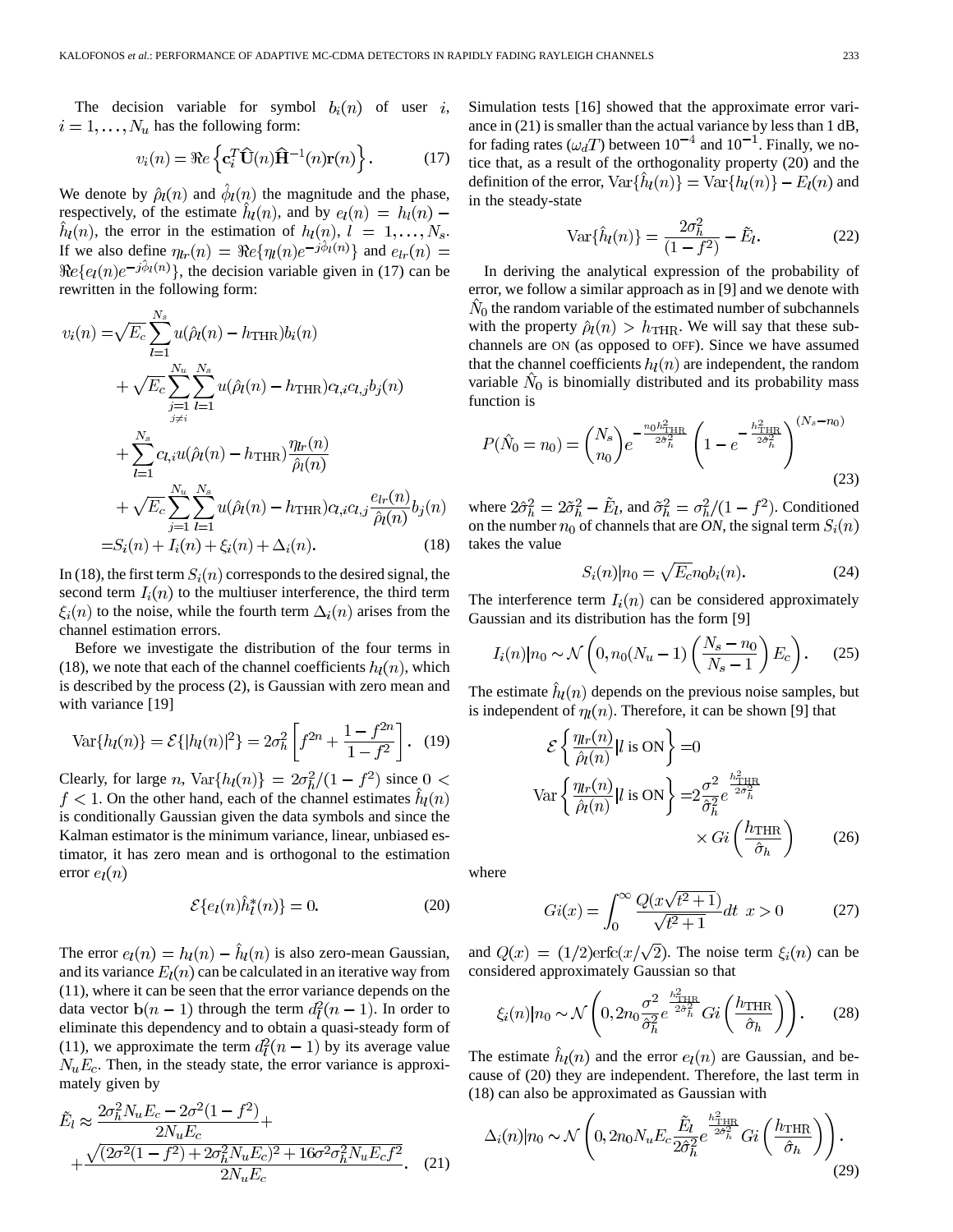The decision variable for symbol $b_i(n)$ of user $i$, $i = 1, \ldots, N_u$ has the following form:

$$v_i(n) = \Re e\left\{ \mathbf{c}_i^T \hat{\mathbf{U}}(n) \hat{\mathbf{H}}^{-1}(n) \mathbf{r}(n) \right\}. \tag{17}$$

We denote by $\hat{\rho}_l(n)$ and $\hat{\phi}_l(n)$ the magnitude and the phase, respectively, of the estimate $\hat{h}_l(n)$, and by $e_l(n) = h_l(n) - \hat{h}_l(n)$, the error in the estimation of $h_l(n)$, $l = 1, \ldots, N_s$. If we also define $\eta_{lr}(n) = \Re e\{\eta_l(n) e^{-j\hat{\phi}_l(n)}\}$ and $e_{lr}(n) = \Re e\{e_l(n) e^{-j\hat{\phi}_l(n)}\}$, the decision variable given in (17) can be rewritten in the following form:

$$\begin{aligned}
v_i(n) =& \sqrt{E_c} \sum_{l=1}^{N_s} u(\hat{\rho}_l(n) - h_{\text{THR}}) b_i(n) \\
&+ \sqrt{E_c} \sum_{\substack{j=1 \\ j \neq i}}^{N_u} \sum_{l=1}^{N_s} u(\hat{\rho}_l(n) - h_{\text{THR}}) c_{l,i} c_{l,j} b_j(n) \\
&+ \sum_{l=1}^{N_s} c_{l,i} u(\hat{\rho}_l(n) - h_{\text{THR}}) \frac{\eta_{lr}(n)}{\hat{\rho}_l(n)} \\
&+ \sqrt{E_c} \sum_{j=1}^{N_u} \sum_{l=1}^{N_s} u(\hat{\rho}_l(n) - h_{\text{THR}}) c_{l,i} c_{l,j} \frac{e_{lr}(n)}{\hat{\rho}_l(n)} b_j(n) \\
=& S_i(n) + I_i(n) + \xi_i(n) + \Delta_i(n).
\end{aligned} \tag{18}$$

In (18), the first term $S_i(n)$ corresponds to the desired signal, the second term $I_i(n)$ to the multiuser interference, the third term $\xi_i(n)$ to the noise, while the fourth term $\Delta_i(n)$ arises from the channel estimation errors.

Before we investigate the distribution of the four terms in (18), we note that each of the channel coefficients $h_l(n)$, which is described by the process (2), is Gaussian with zero mean and with variance [19]

$$\text{Var}\{h_l(n)\} = \mathcal{E}\{|h_l(n)|^2\} = 2\sigma_h^2 \left[ f^{2n} + \frac{1 - f^{2n}}{1 - f^2} \right]. \tag{19}$$

Clearly, for large $n$, $\text{Var}\{h_l(n)\} = 2\sigma_h^2/(1 - f^2)$ since $0 < f < 1$. On the other hand, each of the channel estimates $\hat{h}_l(n)$ is conditionally Gaussian given the data symbols and since the Kalman estimator is the minimum variance, linear, unbiased estimator, it has zero mean and is orthogonal to the estimation error $e_l(n)$

$$\mathcal{E}\{e_l(n) \hat{h}_l^*(n)\} = 0. \tag{20}$$

The error $e_l(n) = h_l(n) - \hat{h}_l(n)$ is also zero-mean Gaussian, and its variance $E_l(n)$ can be calculated in an iterative way from (11), where it can be seen that the error variance depends on the data vector $\mathbf{b}(n-1)$ through the term $d_l^2(n-1)$. In order to eliminate this dependency and to obtain a quasi-steady form of (11), we approximate the term $d_l^2(n-1)$ by its average value $N_u E_c$. Then, in the steady state, the error variance is approximately given by

$$\begin{aligned}
\tilde{E}_l \approx& \frac{2\sigma_h^2 N_u E_c - 2\sigma^2(1 - f^2)}{2N_u E_c} + \\
&+ \frac{\sqrt{(2\sigma^2(1 - f^2) + 2\sigma_h^2 N_u E_c)^2 + 16\sigma^2 \sigma_h^2 N_u E_c f^2}}{2N_u E_c}.
\end{aligned} \tag{21}$$

Simulation tests [16] showed that the approximate error variance in (21) is smaller than the actual variance by less than 1 dB, for fading rates ($\omega_d T$) between $10^{-4}$ and $10^{-1}$. Finally, we notice that, as a result of the orthogonality property (20) and the definition of the error, $\text{Var}\{\hat{h}_l(n)\} = \text{Var}\{h_l(n)\} - E_l(n)$ and in the steady-state

$$\text{Var}\{\hat{h}_l(n)\} = \frac{2\sigma_h^2}{(1 - f^2)} - \tilde{E}_l. \tag{22}$$

In deriving the analytical expression of the probability of error, we follow a similar approach as in [9] and we denote with $\hat{N}_0$ the random variable of the estimated number of subchannels with the property $\hat{\rho}_l(n) > h_{\text{THR}}$. We will say that these subchannels are ON (as opposed to OFF). Since we have assumed that the channel coefficients $h_l(n)$ are independent, the random variable $\hat{N}_0$ is binomially distributed and its probability mass function is

$$P(\hat{N}_0 = n_0) = \binom{N_s}{n_0} e^{-\frac{n_0 h_{\text{THR}}^2}{2\hat{\sigma}_h^2}} \left( 1 - e^{-\frac{h_{\text{THR}}^2}{2\hat{\sigma}_h^2}} \right)^{(N_s - n_0)} \tag{23}$$

where $2\hat{\sigma}_h^2 = 2\tilde{\sigma}_h^2 - \tilde{E}_l$, and $\tilde{\sigma}_h^2 = \sigma_h^2/(1 - f^2)$. Conditioned on the number $n_0$ of channels that are *ON*, the signal term $S_i(n)$ takes the value

$$S_i(n)|n_0 = \sqrt{E_c} n_0 b_i(n). \tag{24}$$

The interference term $I_i(n)$ can be considered approximately Gaussian and its distribution has the form [9]

$$I_i(n)|n_0 \sim \mathcal{N}\left(0, n_0(N_u - 1)\left(\frac{N_s - n_0}{N_s - 1}\right) E_c\right). \tag{25}$$

The estimate $\hat{h}_l(n)$ depends on the previous noise samples, but is independent of $\eta_l(n)$. Therefore, it can be shown [9] that

$$\begin{aligned}
\mathcal{E}\left\{ \frac{\eta_{lr}(n)}{\hat{\rho}_l(n)} | l \text{ is ON} \right\} =& 0 \\
\text{Var}\left\{ \frac{\eta_{lr}(n)}{\hat{\rho}_l(n)} | l \text{ is ON} \right\} =& 2\frac{\sigma^2}{\hat{\sigma}_h^2} e^{\frac{h_{\text{THR}}^2}{2\hat{\sigma}_h^2}} \\
&\times Gi\left(\frac{h_{\text{THR}}}{\hat{\sigma}_h}\right)
\end{aligned} \tag{26}$$

where

$$Gi(x) = \int_0^\infty \frac{Q(x\sqrt{t^2 + 1})}{\sqrt{t^2 + 1}} dt \quad x > 0 \tag{27}$$

and $Q(x) = (1/2)\text{erfc}(x/\sqrt{2})$. The noise term $\xi_i(n)$ can be considered approximately Gaussian so that

$$\xi_i(n)|n_0 \sim \mathcal{N}\left(0, 2n_0 \frac{\sigma^2}{\hat{\sigma}_h^2} e^{\frac{h_{\text{THR}}^2}{2\hat{\sigma}_h^2}} Gi\left(\frac{h_{\text{THR}}}{\hat{\sigma}_h}\right)\right). \tag{28}$$

The estimate $\hat{h}_l(n)$ and the error $e_l(n)$ are Gaussian, and because of (20) they are independent. Therefore, the last term in (18) can also be approximated as Gaussian with

$$\Delta_i(n)|n_0 \sim \mathcal{N}\left(0, 2n_0 N_u E_c \frac{\tilde{E}_l}{2\hat{\sigma}_h^2} e^{\frac{h_{\text{THR}}^2}{2\hat{\sigma}_h^2}} Gi\left(\frac{h_{\text{THR}}}{\hat{\sigma}_h}\right)\right). \tag{29}$$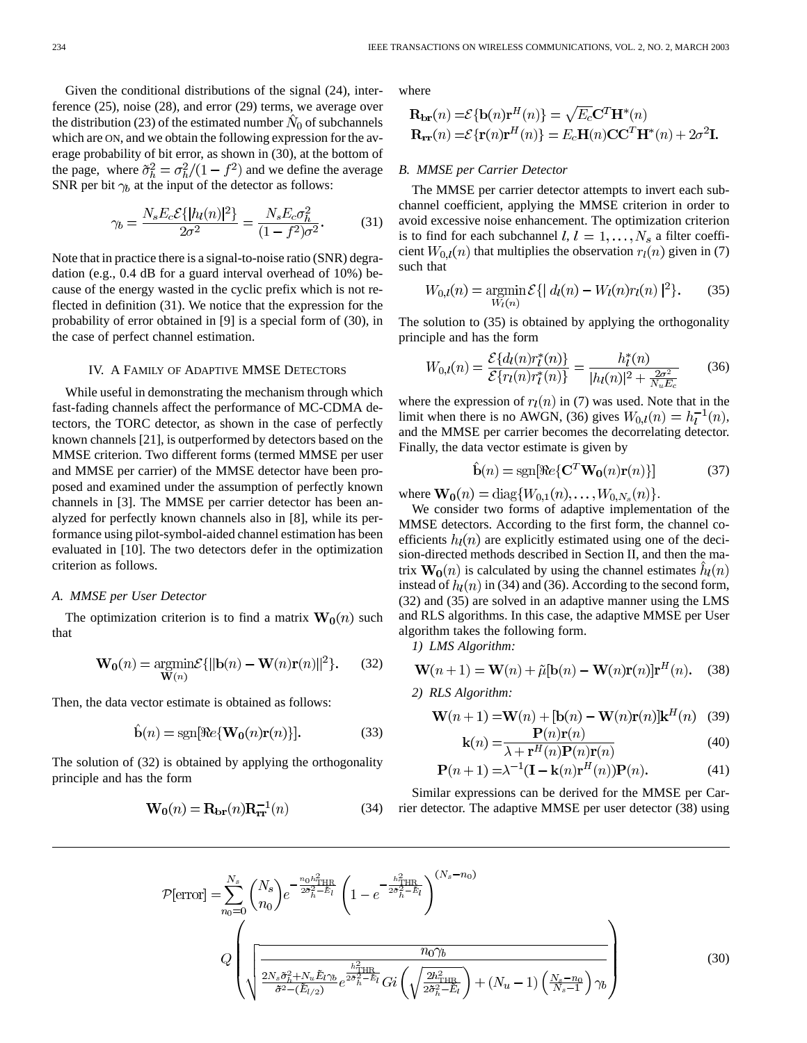Given the conditional distributions of the signal (24), interference (25), noise (28), and error (29) terms, we average over the distribution (23) of the estimated number $\hat{N}_0$ of subchannels which are ON, and we obtain the following expression for the average probability of bit error, as shown in (30), at the bottom of the page, where $\tilde{\sigma}_h^2 = \sigma_h^2/(1-f^2)$ and we define the average SNR per bit $\gamma_b$ at the input of the detector as follows:

$$\gamma_b = \frac{N_s E_c \mathcal{E}\{|h_l(n)|^2\}}{2\sigma^2} = \frac{N_s E_c \sigma_h^2}{(1-f^2)\sigma^2}. \tag{31}$$

Note that in practice there is a signal-to-noise ratio (SNR) degradation (e.g., 0.4 dB for a guard interval overhead of 10%) because of the energy wasted in the cyclic prefix which is not reflected in definition (31). We notice that the expression for the probability of error obtained in [9] is a special form of (30), in the case of perfect channel estimation.

## IV. A Family of Adaptive MMSE Detectors

While useful in demonstrating the mechanism through which fast-fading channels affect the performance of MC-CDMA detectors, the TORC detector, as shown in the case of perfectly known channels [21], is outperformed by detectors based on the MMSE criterion. Two different forms (termed MMSE per user and MMSE per carrier) of the MMSE detector have been proposed and examined under the assumption of perfectly known channels in [3]. The MMSE per carrier detector has been analyzed for perfectly known channels also in [8], while its performance using pilot-symbol-aided channel estimation has been evaluated in [10]. The two detectors defer in the optimization criterion as follows.

### A. MMSE per User Detector

The optimization criterion is to find a matrix $\mathbf{W_0}(n)$ such that

$$\mathbf{W_0}(n) = \underset{\mathbf{W}(n)}{\operatorname{argmin}} \mathcal{E}\{\|\mathbf{b}(n) - \mathbf{W}(n)\mathbf{r}(n)\|^2\}. \tag{32}$$

Then, the data vector estimate is obtained as follows:

$$\hat{\mathbf{b}}(n) = \operatorname{sgn}[\Re e\{\mathbf{W_0}(n)\mathbf{r}(n)\}]. \tag{33}$$

The solution of (32) is obtained by applying the orthogonality principle and has the form

$$\mathbf{W_0}(n) = \mathbf{R_{br}}(n)\mathbf{R_{rr}^{-1}}(n) \tag{34}$$

where

$$\mathbf{R_{br}}(n) = \mathcal{E}\{\mathbf{b}(n)\mathbf{r}^H(n)\} = \sqrt{E_c}\mathbf{C}^T\mathbf{H}^*(n)$$
$$\mathbf{R_{rr}}(n) = \mathcal{E}\{\mathbf{r}(n)\mathbf{r}^H(n)\} = E_c\mathbf{H}(n)\mathbf{C}\mathbf{C}^T\mathbf{H}^*(n) + 2\sigma^2\mathbf{I}.$$

### B. MMSE per Carrier Detector

The MMSE per carrier detector attempts to invert each subchannel coefficient, applying the MMSE criterion in order to avoid excessive noise enhancement. The optimization criterion is to find for each subchannel $l$, $l = 1, \ldots, N_s$ a filter coefficient $W_{0,l}(n)$ that multiplies the observation $r_l(n)$ given in (7) such that

$$W_{0,l}(n) = \underset{W_l(n)}{\operatorname{argmin}} \mathcal{E}\{|\, d_l(n) - W_l(n)r_l(n)\,|^2\}. \tag{35}$$

The solution to (35) is obtained by applying the orthogonality principle and has the form

$$W_{0,l}(n) = \frac{\mathcal{E}\{d_l(n)r_l^*(n)\}}{\mathcal{E}\{r_l(n)r_l^*(n)\}} = \frac{h_l^*(n)}{|h_l(n)|^2 + \frac{2\sigma^2}{N_u E_c}} \tag{36}$$

where the expression of $r_l(n)$ in (7) was used. Note that in the limit when there is no AWGN, (36) gives $W_{0,l}(n) = h_l^{-1}(n)$, and the MMSE per carrier becomes the decorrelating detector. Finally, the data vector estimate is given by

$$\hat{\mathbf{b}}(n) = \operatorname{sgn}[\Re e\{\mathbf{C}^T\mathbf{W_0}(n)\mathbf{r}(n)\}] \tag{37}$$

where $\mathbf{W_0}(n) = \operatorname{diag}\{W_{0,1}(n), \ldots, W_{0,N_s}(n)\}$.

We consider two forms of adaptive implementation of the MMSE detectors. According to the first form, the channel coefficients $h_l(n)$ are explicitly estimated using one of the decision-directed methods described in Section II, and then the matrix $\mathbf{W_0}(n)$ is calculated by using the channel estimates $\hat{h}_l(n)$ instead of $h_l(n)$ in (34) and (36). According to the second form, (32) and (35) are solved in an adaptive manner using the LMS and RLS algorithms. In this case, the adaptive MMSE per User algorithm takes the following form.

*1) LMS Algorithm:*

$$\mathbf{W}(n+1) = \mathbf{W}(n) + \tilde{\mu}[\mathbf{b}(n) - \mathbf{W}(n)\mathbf{r}(n)]\mathbf{r}^H(n). \tag{38}$$

*2) RLS Algorithm:*

$$\mathbf{W}(n+1) = \mathbf{W}(n) + [\mathbf{b}(n) - \mathbf{W}(n)\mathbf{r}(n)]\mathbf{k}^H(n) \tag{39}$$

$$\mathbf{k}(n) = \frac{\mathbf{P}(n)\mathbf{r}(n)}{\lambda + \mathbf{r}^H(n)\mathbf{P}(n)\mathbf{r}(n)} \tag{40}$$

$$\mathbf{P}(n+1) = \lambda^{-1}(\mathbf{I} - \mathbf{k}(n)\mathbf{r}^H(n))\mathbf{P}(n). \tag{41}$$

Similar expressions can be derived for the MMSE per Carrier detector. The adaptive MMSE per user detector (38) using

$$\mathcal{P}[\text{error}] = \sum_{n_0=0}^{N_s} \binom{N_s}{n_0} e^{-\frac{n_0 h_{\text{THR}}^2}{2\tilde{\sigma}_h^2 - \tilde{E}_l}} \left(1 - e^{-\frac{h_{\text{THR}}^2}{2\tilde{\sigma}_h^2 - \tilde{E}_l}}\right)^{(N_s - n_0)} Q\left(\sqrt{\frac{n_0\gamma_b}{\frac{2N_s\tilde{\sigma}_h^2 + N_u\tilde{E}_l\gamma_b}{\tilde{\sigma}^2 - (\tilde{E}_l/2)} e^{\frac{h_{\text{THR}}^2}{2\tilde{\sigma}_h^2 - \tilde{E}_l}} Gi\left(\sqrt{\frac{2h_{\text{THR}}^2}{2\tilde{\sigma}_h^2 - \tilde{E}_l}}\right) + (N_u - 1)\left(\frac{N_s - n_0}{N_s - 1}\right)\gamma_b}}\right) \tag{30}$$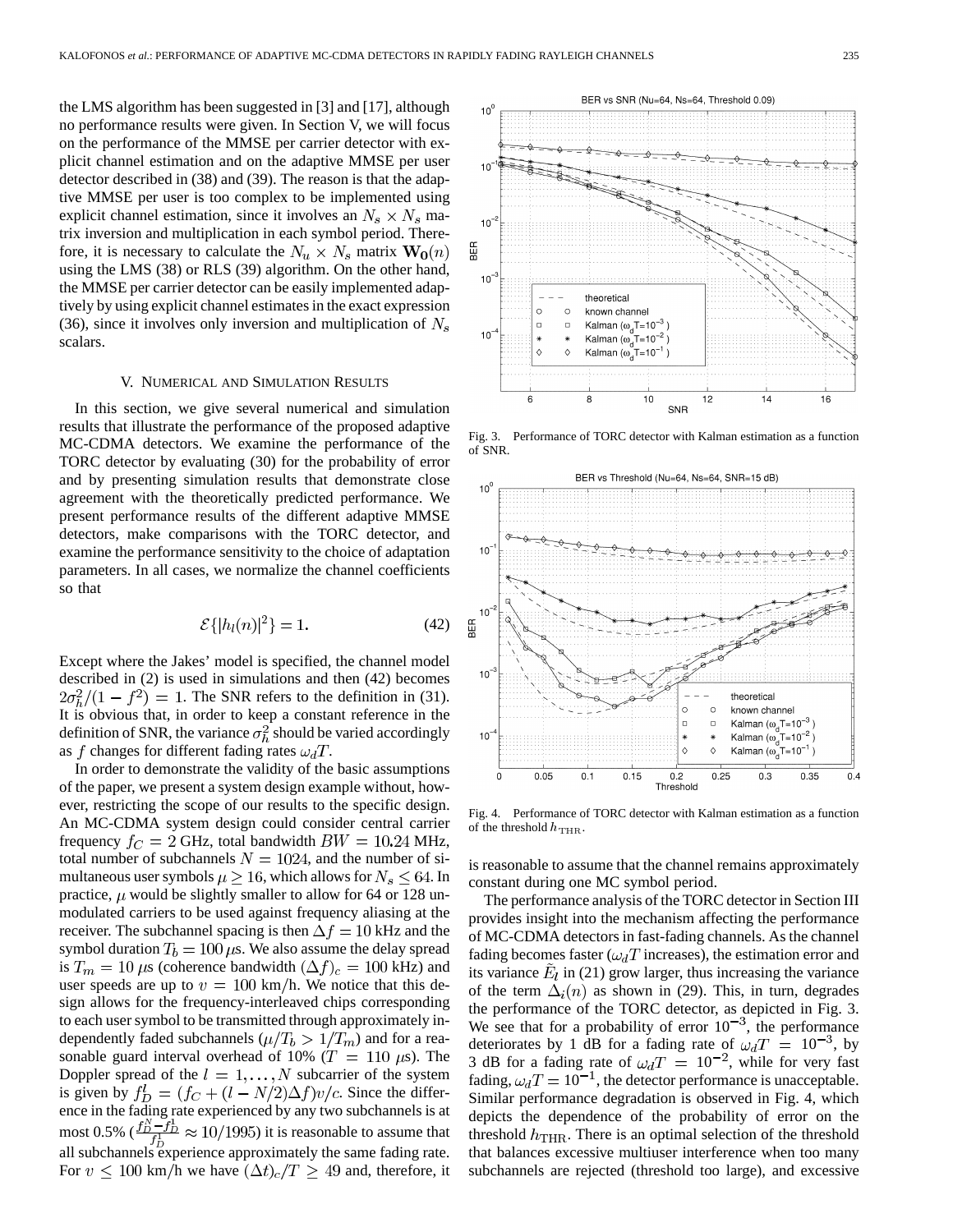the LMS algorithm has been suggested in [3] and [17], although no performance results were given. In Section V, we will focus on the performance of the MMSE per carrier detector with explicit channel estimation and on the adaptive MMSE per user detector described in (38) and (39). The reason is that the adaptive MMSE per user is too complex to be implemented using explicit channel estimation, since it involves an $N_s \times N_s$ matrix inversion and multiplication in each symbol period. Therefore, it is necessary to calculate the $N_u \times N_s$ matrix $\mathbf{W_0}(n)$ using the LMS (38) or RLS (39) algorithm. On the other hand, the MMSE per carrier detector can be easily implemented adaptively by using explicit channel estimates in the exact expression (36), since it involves only inversion and multiplication of $N_s$ scalars.

## V. Numerical and Simulation Results

In this section, we give several numerical and simulation results that illustrate the performance of the proposed adaptive MC-CDMA detectors. We examine the performance of the TORC detector by evaluating (30) for the probability of error and by presenting simulation results that demonstrate close agreement with the theoretically predicted performance. We present performance results of the different adaptive MMSE detectors, make comparisons with the TORC detector, and examine the performance sensitivity to the choice of adaptation parameters. In all cases, we normalize the channel coefficients so that

$$\mathcal{E}\{|h_l(n)|^2\} = 1. \tag{42}$$

Except where the Jakes' model is specified, the channel model described in (2) is used in simulations and then (42) becomes $2\sigma_h^2/(1-f^2) = 1$. The SNR refers to the definition in (31). It is obvious that, in order to keep a constant reference in the definition of SNR, the variance $\sigma_h^2$ should be varied accordingly as $f$ changes for different fading rates $\omega_d T$.

In order to demonstrate the validity of the basic assumptions of the paper, we present a system design example without, however, restricting the scope of our results to the specific design. An MC-CDMA system design could consider central carrier frequency $f_C = 2$ GHz, total bandwidth $BW = 10.24$ MHz, total number of subchannels $N = 1024$, and the number of simultaneous user symbols $\mu \geq 16$, which allows for $N_s \leq 64$. In practice, $\mu$ would be slightly smaller to allow for 64 or 128 unmodulated carriers to be used against frequency aliasing at the receiver. The subchannel spacing is then $\Delta f = 10$ kHz and the symbol duration $T_b = 100\,\mu$s. We also assume the delay spread is $T_m = 10\,\mu$s (coherence bandwidth $(\Delta f)_c = 100$ kHz) and user speeds are up to $v = 100$ km/h. We notice that this design allows for the frequency-interleaved chips corresponding to each user symbol to be transmitted through approximately independently faded subchannels ($\mu/T_b > 1/T_m$) and for a reasonable guard interval overhead of 10% ($T = 110\,\mu$s). The Doppler spread of the $l = 1, \ldots, N$ subcarrier of the system is given by $f_D^l = (f_C + (l - N/2)\Delta f)v/c$. Since the difference in the fading rate experienced by any two subchannels is at most 0.5% ($\frac{f_D^N - f_D^1}{f_D^1} \approx 10/1995$) it is reasonable to assume that all subchannels experience approximately the same fading rate. For $v \leq 100$ km/h we have $(\Delta t)_c/T \geq 49$ and, therefore, it is reasonable to assume that the channel remains approximately constant during one MC symbol period.

Fig. 3. Performance of TORC detector with Kalman estimation as a function of SNR.

Fig. 4. Performance of TORC detector with Kalman estimation as a function of the threshold $h_{\rm THR}$.

The performance analysis of the TORC detector in Section III provides insight into the mechanism affecting the performance of MC-CDMA detectors in fast-fading channels. As the channel fading becomes faster ($\omega_d T$ increases), the estimation error and its variance $\tilde{E}_l$ in (21) grow larger, thus increasing the variance of the term $\Delta_i(n)$ as shown in (29). This, in turn, degrades the performance of the TORC detector, as depicted in Fig. 3. We see that for a probability of error $10^{-3}$, the performance deteriorates by 1 dB for a fading rate of $\omega_d T = 10^{-3}$, by 3 dB for a fading rate of $\omega_d T = 10^{-2}$, while for very fast fading, $\omega_d T = 10^{-1}$, the detector performance is unacceptable. Similar performance degradation is observed in Fig. 4, which depicts the dependence of the probability of error on the threshold $h_{\rm THR}$. There is an optimal selection of the threshold that balances excessive multiuser interference when too many subchannels are rejected (threshold too large), and excessive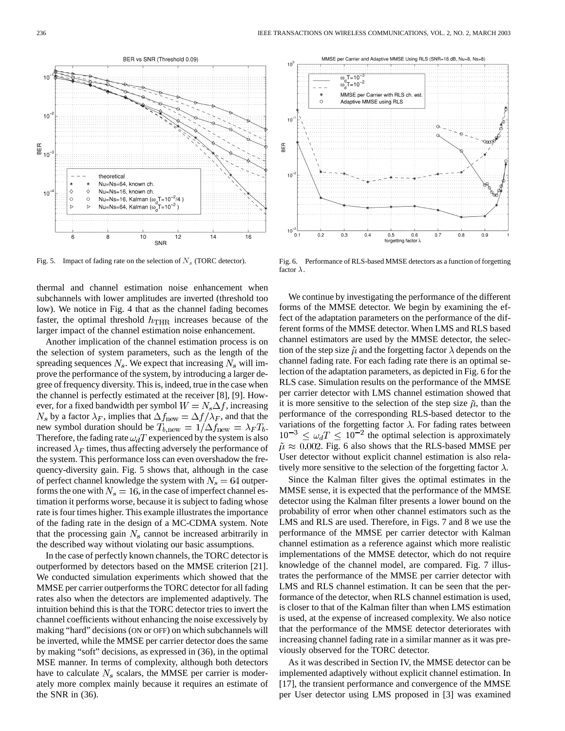Fig. 5. Impact of fading rate on the selection of $N_s$ (TORC detector).

Fig. 6. Performance of RLS-based MMSE detectors as a function of forgetting factor $\lambda$.

thermal and channel estimation noise enhancement when subchannels with lower amplitudes are inverted (threshold too low). We notice in Fig. 4 that as the channel fading becomes faster, the optimal threshold $h_{\mathrm{THR}}$ increases because of the larger impact of the channel estimation noise enhancement.

Another implication of the channel estimation process is on the selection of system parameters, such as the length of the spreading sequences $N_s$. We expect that increasing $N_s$ will improve the performance of the system, by introducing a larger degree of frequency diversity. This is, indeed, true in the case when the channel is perfectly estimated at the receiver [8], [9]. However, for a fixed bandwidth per symbol $W = N_s \Delta f$, increasing $N_s$ by a factor $\lambda_F$, implies that $\Delta f_{\mathrm{new}} = \Delta f / \lambda_F$, and that the new symbol duration should be $T_{b,\mathrm{new}} = 1/\Delta f_{\mathrm{new}} = \lambda_F T_b$. Therefore, the fading rate $\omega_d T$ experienced by the system is also increased $\lambda_F$ times, thus affecting adversely the performance of the system. This performance loss can even overshadow the frequency-diversity gain. Fig. 5 shows that, although in the case of perfect channel knowledge the system with $N_s = 64$ outperforms the one with $N_s = 16$, in the case of imperfect channel estimation it performs worse, because it is subject to fading whose rate is four times higher. This example illustrates the importance of the fading rate in the design of a MC-CDMA system. Note that the processing gain $N_s$ cannot be increased arbitrarily in the described way without violating our basic assumptions.

In the case of perfectly known channels, the TORC detector is outperformed by detectors based on the MMSE criterion [21]. We conducted simulation experiments which showed that the MMSE per carrier outperforms the TORC detector for all fading rates also when the detectors are implemented adaptively. The intuition behind this is that the TORC detector tries to invert the channel coefficients without enhancing the noise excessively by making "hard" decisions (ON or OFF) on which subchannels will be inverted, while the MMSE per carrier detector does the same by making "soft" decisions, as expressed in (36), in the optimal MSE manner. In terms of complexity, although both detectors have to calculate $N_s$ scalars, the MMSE per carrier is moderately more complex mainly because it requires an estimate of the SNR in (36).

We continue by investigating the performance of the different forms of the MMSE detector. We begin by examining the effect of the adaptation parameters on the performance of the different forms of the MMSE detector. When LMS and RLS based channel estimators are used by the MMSE detector, the selection of the step size $\tilde{\mu}$ and the forgetting factor $\lambda$ depends on the channel fading rate. For each fading rate there is an optimal selection of the adaptation parameters, as depicted in Fig. 6 for the RLS case. Simulation results on the performance of the MMSE per carrier detector with LMS channel estimation showed that it is more sensitive to the selection of the step size $\tilde{\mu}$, than the performance of the corresponding RLS-based detector to the variations of the forgetting factor $\lambda$. For fading rates between $10^{-3} \le \omega_d T \le 10^{-2}$ the optimal selection is approximately $\tilde{\mu} \approx 0.002$. Fig. 6 also shows that the RLS-based MMSE per User detector without explicit channel estimation is also relatively more sensitive to the selection of the forgetting factor $\lambda$.

Since the Kalman filter gives the optimal estimates in the MMSE sense, it is expected that the performance of the MMSE detector using the Kalman filter presents a lower bound on the probability of error when other channel estimators such as the LMS and RLS are used. Therefore, in Figs. 7 and 8 we use the performance of the MMSE per carrier detector with Kalman channel estimation as a reference against which more realistic implementations of the MMSE detector, which do not require knowledge of the channel model, are compared. Fig. 7 illustrates the performance of the MMSE per carrier detector with LMS and RLS channel estimation. It can be seen that the performance of the detector, when RLS channel estimation is used, is closer to that of the Kalman filter than when LMS estimation is used, at the expense of increased complexity. We also notice that the performance of the MMSE detector deteriorates with increasing channel fading rate in a similar manner as it was previously observed for the TORC detector.

As it was described in Section IV, the MMSE detector can be implemented adaptively without explicit channel estimation. In [17], the transient performance and convergence of the MMSE per User detector using LMS proposed in [3] was examined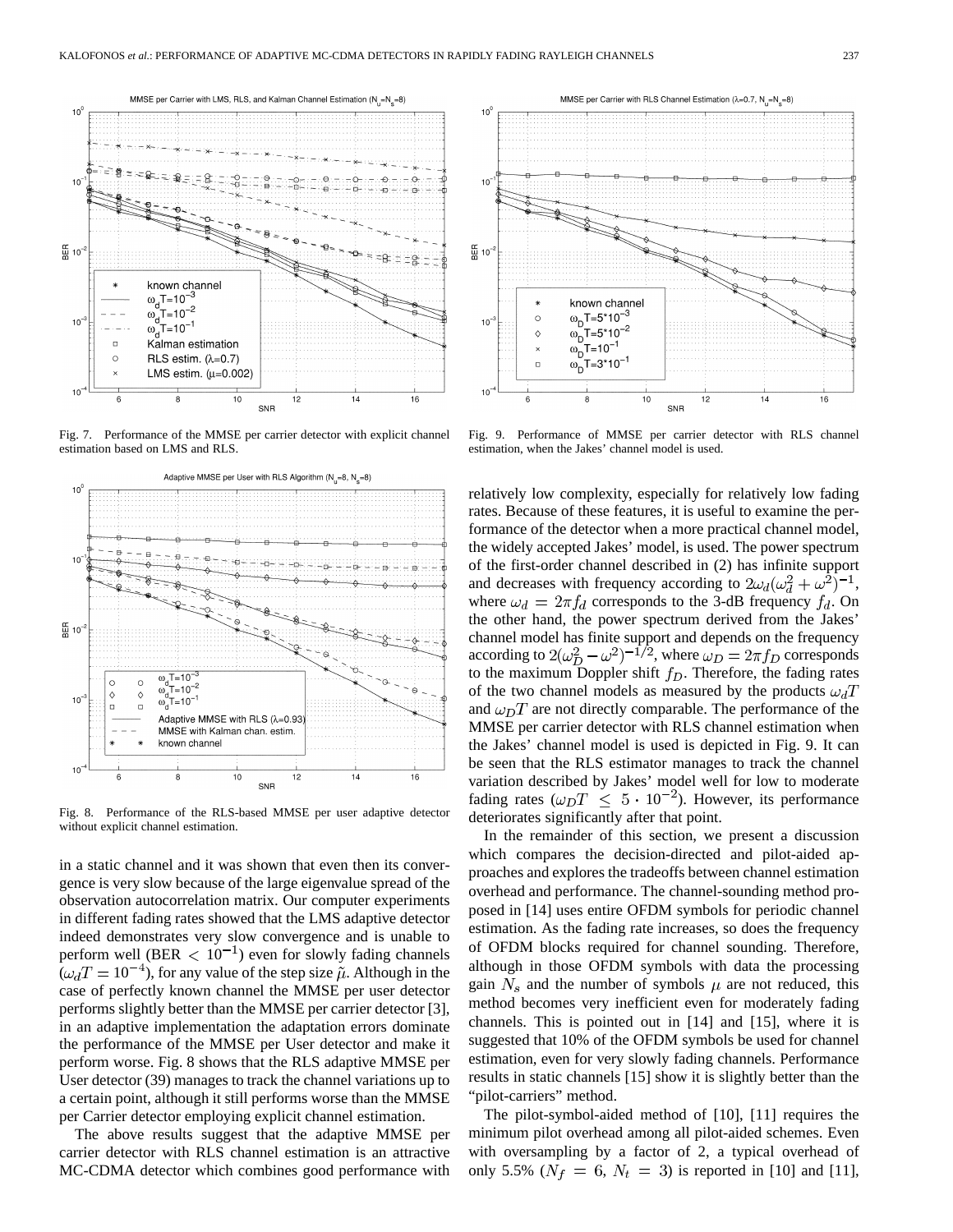Fig. 7. Performance of the MMSE per carrier detector with explicit channel estimation based on LMS and RLS.

Fig. 8. Performance of the RLS-based MMSE per user adaptive detector without explicit channel estimation.

in a static channel and it was shown that even then its convergence is very slow because of the large eigenvalue spread of the observation autocorrelation matrix. Our computer experiments in different fading rates showed that the LMS adaptive detector indeed demonstrates very slow convergence and is unable to perform well (BER $< 10^{-1}$) even for slowly fading channels ($\omega_d T = 10^{-4}$), for any value of the step size $\tilde{\mu}$. Although in the case of perfectly known channel the MMSE per user detector performs slightly better than the MMSE per carrier detector [3], in an adaptive implementation the adaptation errors dominate the performance of the MMSE per User detector and make it perform worse. Fig. 8 shows that the RLS adaptive MMSE per User detector (39) manages to track the channel variations up to a certain point, although it still performs worse than the MMSE per Carrier detector employing explicit channel estimation.

The above results suggest that the adaptive MMSE per carrier detector with RLS channel estimation is an attractive MC-CDMA detector which combines good performance with relatively low complexity, especially for relatively low fading rates. Because of these features, it is useful to examine the performance of the detector when a more practical channel model, the widely accepted Jakes' model, is used. The power spectrum of the first-order channel described in (2) has infinite support and decreases with frequency according to $2\omega_d(\omega_d^2 + \omega^2)^{-1}$, where $\omega_d = 2\pi f_d$ corresponds to the 3-dB frequency $f_d$. On the other hand, the power spectrum derived from the Jakes' channel model has finite support and depends on the frequency according to $2(\omega_D^2 - \omega^2)^{-1/2}$, where $\omega_D = 2\pi f_D$ corresponds to the maximum Doppler shift $f_D$. Therefore, the fading rates of the two channel models as measured by the products $\omega_d T$ and $\omega_D T$ are not directly comparable. The performance of the MMSE per carrier detector with RLS channel estimation when the Jakes' channel model is used is depicted in Fig. 9. It can be seen that the RLS estimator manages to track the channel variation described by Jakes' model well for low to moderate fading rates ($\omega_D T \leq 5 \cdot 10^{-2}$). However, its performance deteriorates significantly after that point.

Fig. 9. Performance of MMSE per carrier detector with RLS channel estimation, when the Jakes' channel model is used.

In the remainder of this section, we present a discussion which compares the decision-directed and pilot-aided approaches and explores the tradeoffs between channel estimation overhead and performance. The channel-sounding method proposed in [14] uses entire OFDM symbols for periodic channel estimation. As the fading rate increases, so does the frequency of OFDM blocks required for channel sounding. Therefore, although in those OFDM symbols with data the processing gain $N_s$ and the number of symbols $\mu$ are not reduced, this method becomes very inefficient even for moderately fading channels. This is pointed out in [14] and [15], where it is suggested that 10% of the OFDM symbols be used for channel estimation, even for very slowly fading channels. Performance results in static channels [15] show it is slightly better than the "pilot-carriers" method.

The pilot-symbol-aided method of [10], [11] requires the minimum pilot overhead among all pilot-aided schemes. Even with oversampling by a factor of 2, a typical overhead of only 5.5% ($N_f = 6$, $N_t = 3$) is reported in [10] and [11],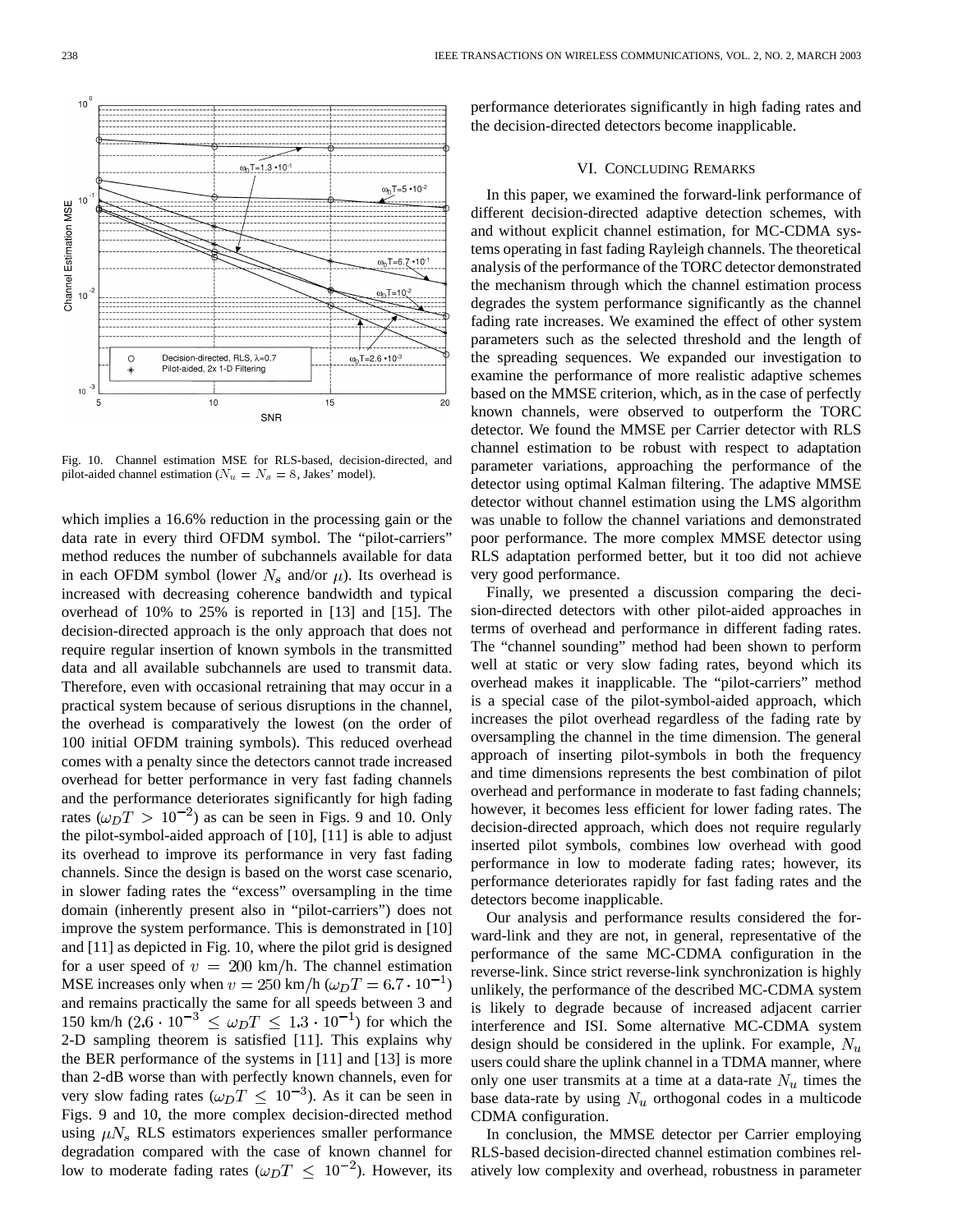Channel Estimation MSE

$10^0$

$10^{-1}$

$10^{-2}$

$10^{-3}$

5 10 15 20

SNR

$\omega_D T=1.3\cdot10^{-1}$

$\omega_D T=5\cdot10^{-2}$

$\omega_D T=6.7\cdot10^{-1}$

$\omega_D T=10^{-2}$

$\omega_D T=2.6\cdot10^{-3}$

○ Decision-directed, RLS, λ=0.7

\* Pilot-aided, 2x 1-D Filtering

Fig. 10. Channel estimation MSE for RLS-based, decision-directed, and pilot-aided channel estimation ($N_u = N_s = 8$, Jakes' model).

which implies a 16.6% reduction in the processing gain or the data rate in every third OFDM symbol. The "pilot-carriers" method reduces the number of subchannels available for data in each OFDM symbol (lower $N_s$ and/or $\mu$). Its overhead is increased with decreasing coherence bandwidth and typical overhead of 10% to 25% is reported in [13] and [15]. The decision-directed approach is the only approach that does not require regular insertion of known symbols in the transmitted data and all available subchannels are used to transmit data. Therefore, even with occasional retraining that may occur in a practical system because of serious disruptions in the channel, the overhead is comparatively the lowest (on the order of 100 initial OFDM training symbols). This reduced overhead comes with a penalty since the detectors cannot trade increased overhead for better performance in very fast fading channels and the performance deteriorates significantly for high fading rates ($\omega_D T > 10^{-2}$) as can be seen in Figs. 9 and 10. Only the pilot-symbol-aided approach of [10], [11] is able to adjust its overhead to improve its performance in very fast fading channels. Since the design is based on the worst case scenario, in slower fading rates the "excess" oversampling in the time domain (inherently present also in "pilot-carriers") does not improve the system performance. This is demonstrated in [10] and [11] as depicted in Fig. 10, where the pilot grid is designed for a user speed of $v = 200$ km/h. The channel estimation MSE increases only when $v = 250$ km/h ($\omega_D T = 6.7 \cdot 10^{-1}$) and remains practically the same for all speeds between 3 and 150 km/h ($2.6 \cdot 10^{-3} \leq \omega_D T \leq 1.3 \cdot 10^{-1}$) for which the 2-D sampling theorem is satisfied [11]. This explains why the BER performance of the systems in [11] and [13] is more than 2-dB worse than with perfectly known channels, even for very slow fading rates ($\omega_D T \leq 10^{-3}$). As it can be seen in Figs. 9 and 10, the more complex decision-directed method using $\mu N_s$ RLS estimators experiences smaller performance degradation compared with the case of known channel for low to moderate fading rates ($\omega_D T \leq 10^{-2}$). However, its performance deteriorates significantly in high fading rates and the decision-directed detectors become inapplicable.

## VI. Concluding Remarks

In this paper, we examined the forward-link performance of different decision-directed adaptive detection schemes, with and without explicit channel estimation, for MC-CDMA systems operating in fast fading Rayleigh channels. The theoretical analysis of the performance of the TORC detector demonstrated the mechanism through which the channel estimation process degrades the system performance significantly as the channel fading rate increases. We examined the effect of other system parameters such as the selected threshold and the length of the spreading sequences. We expanded our investigation to examine the performance of more realistic adaptive schemes based on the MMSE criterion, which, as in the case of perfectly known channels, were observed to outperform the TORC detector. We found the MMSE per Carrier detector with RLS channel estimation to be robust with respect to adaptation parameter variations, approaching the performance of the detector using optimal Kalman filtering. The adaptive MMSE detector without channel estimation using the LMS algorithm was unable to follow the channel variations and demonstrated poor performance. The more complex MMSE detector using RLS adaptation performed better, but it too did not achieve very good performance.

Finally, we presented a discussion comparing the decision-directed detectors with other pilot-aided approaches in terms of overhead and performance in different fading rates. The "channel sounding" method had been shown to perform well at static or very slow fading rates, beyond which its overhead makes it inapplicable. The "pilot-carriers" method is a special case of the pilot-symbol-aided approach, which increases the pilot overhead regardless of the fading rate by oversampling the channel in the time dimension. The general approach of inserting pilot-symbols in both the frequency and time dimensions represents the best combination of pilot overhead and performance in moderate to fast fading channels; however, it becomes less efficient for lower fading rates. The decision-directed approach, which does not require regularly inserted pilot symbols, combines low overhead with good performance in low to moderate fading rates; however, its performance deteriorates rapidly for fast fading rates and the detectors become inapplicable.

Our analysis and performance results considered the forward-link and they are not, in general, representative of the performance of the same MC-CDMA configuration in the reverse-link. Since strict reverse-link synchronization is highly unlikely, the performance of the described MC-CDMA system is likely to degrade because of increased adjacent carrier interference and ISI. Some alternative MC-CDMA system design should be considered in the uplink. For example, $N_u$ users could share the uplink channel in a TDMA manner, where only one user transmits at a time at a data-rate $N_u$ times the base data-rate by using $N_u$ orthogonal codes in a multicode CDMA configuration.

In conclusion, the MMSE detector per Carrier employing RLS-based decision-directed channel estimation combines relatively low complexity and overhead, robustness in parameter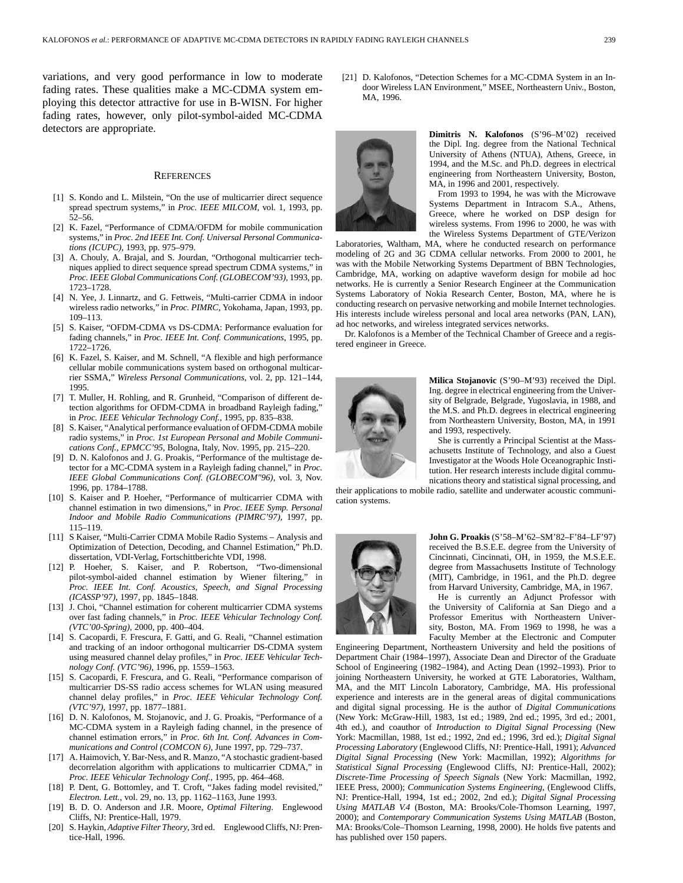variations, and very good performance in low to moderate fading rates. These qualities make a MC-CDMA system employing this detector attractive for use in B-WISN. For higher fading rates, however, only pilot-symbol-aided MC-CDMA detectors are appropriate.

## REFERENCES

[1] S. Kondo and L. Milstein, "On the use of multicarrier direct sequence spread spectrum systems," in *Proc. IEEE MILCOM*, vol. 1, 1993, pp. 52–56.

[2] K. Fazel, "Performance of CDMA/OFDM for mobile communication systems," in *Proc. 2nd IEEE Int. Conf. Universal Personal Communications (ICUPC)*, 1993, pp. 975–979.

[3] A. Chouly, A. Brajal, and S. Jourdan, "Orthogonal multicarrier techniques applied to direct sequence spread spectrum CDMA systems," in *Proc. IEEE Global Communications Conf. (GLOBECOM'93)*, 1993, pp. 1723–1728.

[4] N. Yee, J. Linnartz, and G. Fettweis, "Multi-carrier CDMA in indoor wireless radio networks," in *Proc. PIMRC*, Yokohama, Japan, 1993, pp. 109–113.

[5] S. Kaiser, "OFDM-CDMA vs DS-CDMA: Performance evaluation for fading channels," in *Proc. IEEE Int. Conf. Communications*, 1995, pp. 1722–1726.

[6] K. Fazel, S. Kaiser, and M. Schnell, "A flexible and high performance cellular mobile communications system based on orthogonal multicarrier SSMA," *Wireless Personal Communications*, vol. 2, pp. 121–144, 1995.

[7] T. Muller, H. Rohling, and R. Grunheid, "Comparison of different detection algorithms for OFDM-CDMA in broadband Rayleigh fading," in *Proc. IEEE Vehicular Technology Conf.*, 1995, pp. 835–838.

[8] S. Kaiser, "Analytical performance evaluation of OFDM-CDMA mobile radio systems," in *Proc. 1st European Personal and Mobile Communications Conf., EPMCC'95*, Bologna, Italy, Nov. 1995, pp. 215–220.

[9] D. N. Kalofonos and J. G. Proakis, "Performance of the multistage detector for a MC-CDMA system in a Rayleigh fading channel," in *Proc. IEEE Global Communications Conf. (GLOBECOM"96)*, vol. 3, Nov. 1996, pp. 1784–1788.

[10] S. Kaiser and P. Hoeher, "Performance of multicarrier CDMA with channel estimation in two dimensions," in *Proc. IEEE Symp. Personal Indoor and Mobile Radio Communications (PIMRC'97)*, 1997, pp. 115–119.

[11] S Kaiser, "Multi-Carrier CDMA Mobile Radio Systems – Analysis and Optimization of Detection, Decoding, and Channel Estimation," Ph.D. dissertation, VDI-Verlag, Fortschittberichte VDI, 1998.

[12] P. Hoeher, S. Kaiser, and P. Robertson, "Two-dimensional pilot-symbol-aided channel estimation by Wiener filtering," in *Proc. IEEE Int. Conf. Acoustics, Speech, and Signal Processing (ICASSP'97)*, 1997, pp. 1845–1848.

[13] J. Choi, "Channel estimation for coherent multicarrier CDMA systems over fast fading channels," in *Proc. IEEE Vehicular Technology Conf. (VTC'00-Spring)*, 2000, pp. 400–404.

[14] S. Cacopardi, F. Frescura, F. Gatti, and G. Reali, "Channel estimation and tracking of an indoor orthogonal multicarrier DS-CDMA system using measured channel delay profiles," in *Proc. IEEE Vehicular Technology Conf. (VTC'96)*, 1996, pp. 1559–1563.

[15] S. Cacopardi, F. Frescura, and G. Reali, "Performance comparison of multicarrier DS-SS radio access schemes for WLAN using measured channel delay profiles," in *Proc. IEEE Vehicular Technology Conf. (VTC'97)*, 1997, pp. 1877–1881.

[16] D. N. Kalofonos, M. Stojanovic, and J. G. Proakis, "Performance of a MC-CDMA system in a Rayleigh fading channel, in the presence of channel estimation errors," in *Proc. 6th Int. Conf. Advances in Communications and Control (COMCON 6)*, June 1997, pp. 729–737.

[17] A. Haimovich, Y. Bar-Ness, and R. Manzo, "A stochastic gradient-based decorrelation algorithm with applications to multicarrier CDMA," in *Proc. IEEE Vehicular Technology Conf.*, 1995, pp. 464–468.

[18] P. Dent, G. Bottomley, and T. Croft, "Jakes fading model revisited," *Electron. Lett.*, vol. 29, no. 13, pp. 1162–1163, June 1993.

[19] B. D. O. Anderson and J.R. Moore, *Optimal Filtering*. Englewood Cliffs, NJ: Prentice-Hall, 1979.

[20] S. Haykin, *Adaptive Filter Theory*, 3rd ed. Englewood Cliffs, NJ: Prentice-Hall, 1996.

[21] D. Kalofonos, "Detection Schemes for a MC-CDMA System in an Indoor Wireless LAN Environment," MSEE, Northeastern Univ., Boston, MA, 1996.

**Dimitris N. Kalofonos** (S'96–M'02) received the Dipl. Ing. degree from the National Technical University of Athens (NTUA), Athens, Greece, in 1994, and the M.Sc. and Ph.D. degrees in electrical engineering from Northeastern University, Boston, MA, in 1996 and 2001, respectively.

From 1993 to 1994, he was with the Microwave Systems Department in Intracom S.A., Athens, Greece, where he worked on DSP design for wireless systems. From 1996 to 2000, he was with the Wireless Systems Department of GTE/Verizon Laboratories, Waltham, MA, where he conducted research on performance modeling of 2G and 3G CDMA cellular networks. From 2000 to 2001, he was with the Mobile Networking Systems Department of BBN Technologies, Cambridge, MA, working on adaptive waveform design for mobile ad hoc networks. He is currently a Senior Research Engineer at the Communication Systems Laboratory of Nokia Research Center, Boston, MA, where he is conducting research on pervasive networking and mobile Internet technologies. His interests include wireless personal and local area networks (PAN, LAN), ad hoc networks, and wireless integrated services networks.

Dr. Kalofonos is a Member of the Technical Chamber of Greece and a registered engineer in Greece.

**Milica Stojanovic** (S'90–M'93) received the Dipl. Ing. degree in electrical engineering from the University of Belgrade, Belgrade, Yugoslavia, in 1988, and the M.S. and Ph.D. degrees in electrical engineering from Northeastern University, Boston, MA, in 1991 and 1993, respectively.

She is currently a Principal Scientist at the Massachusetts Institute of Technology, and also a Guest Investigator at the Woods Hole Oceanographic Institution. Her research interests include digital communications theory and statistical signal processing, and their applications to mobile radio, satellite and underwater acoustic communication systems.

**John G. Proakis** (S'58–M'62–SM'82–F'84–LF'97) received the B.S.E.E. degree from the University of Cincinnati, Cincinnati, OH, in 1959, the M.S.E.E. degree from Massachusetts Institute of Technology (MIT), Cambridge, in 1961, and the Ph.D. degree from Harvard University, Cambridge, MA, in 1967.

He is currently an Adjunct Professor with the University of California at San Diego and a Professor Emeritus with Northeastern University, Boston, MA. From 1969 to 1998, he was a Faculty Member at the Electronic and Computer Engineering Department, Northeastern University and held the positions of Department Chair (1984–1997), Associate Dean and Director of the Graduate School of Engineering (1982–1984), and Acting Dean (1992–1993). Prior to joining Northeastern University, he worked at GTE Laboratories, Waltham, MA, and the MIT Lincoln Laboratory, Cambridge, MA. His professional experience and interests are in the general areas of digital communications and digital signal processing. He is the author of *Digital Communications* (New York: McGraw-Hill, 1983, 1st ed.; 1989, 2nd ed.; 1995, 3rd ed.; 2001, 4th ed.), and coauthor of *Introduction to Digital Signal Processing* (New York: Macmillan, 1988, 1st ed.; 1992, 2nd ed.; 1996, 3rd ed.); *Digital Signal Processing Laboratory* (Englewood Cliffs, NJ: Prentice-Hall, 1991); *Advanced Digital Signal Processing* (New York: Macmillan, 1992); *Algorithms for Statistical Signal Processing* (Englewood Cliffs, NJ: Prentice-Hall, 2002); *Discrete-Time Processing of Speech Signals* (New York: Macmillan, 1992, IEEE Press, 2000); *Communication Systems Engineering*, (Englewood Cliffs, NJ: Prentice-Hall, 1994, 1st ed.; 2002, 2nd ed.); *Digital Signal Processing Using MATLAB V.4* (Boston, MA: Brooks/Cole-Thomson Learning, 1997, 2000); and *Contemporary Communication Systems Using MATLAB* (Boston, MA: Brooks/Cole–Thomson Learning, 1998, 2000). He holds five patents and has published over 150 papers.